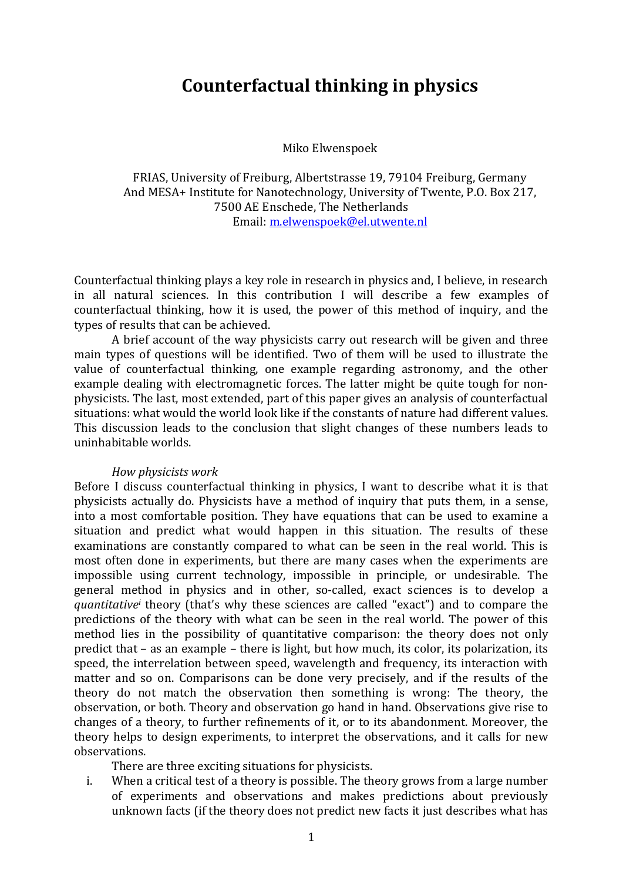# Counterfactual thinking in physics

Miko Elwenspoek

FRIAS, University of Freiburg, Albertstrasse 19, 79104 Freiburg, Germany
And MESA+ Institute for Nanotechnology, University of Twente, P.O. Box 217, 7500 AE Enschede, The Netherlands
Email: m.elwenspoek@el.utwente.nl

Counterfactual thinking plays a key role in research in physics and, I believe, in research in all natural sciences. In this contribution I will describe a few examples of counterfactual thinking, how it is used, the power of this method of inquiry, and the types of results that can be achieved.

A brief account of the way physicists carry out research will be given and three main types of questions will be identified. Two of them will be used to illustrate the value of counterfactual thinking, one example regarding astronomy, and the other example dealing with electromagnetic forces. The latter might be quite tough for non-physicists. The last, most extended, part of this paper gives an analysis of counterfactual situations: what would the world look like if the constants of nature had different values. This discussion leads to the conclusion that slight changes of these numbers leads to uninhabitable worlds.

*How physicists work*

Before I discuss counterfactual thinking in physics, I want to describe what it is that physicists actually do. Physicists have a method of inquiry that puts them, in a sense, into a most comfortable position. They have equations that can be used to examine a situation and predict what would happen in this situation. The results of these examinations are constantly compared to what can be seen in the real world. This is most often done in experiments, but there are many cases when the experiments are impossible using current technology, impossible in principle, or undesirable. The general method in physics and in other, so-called, exact sciences is to develop a *quantitative*[i] theory (that's why these sciences are called "exact") and to compare the predictions of the theory with what can be seen in the real world. The power of this method lies in the possibility of quantitative comparison: the theory does not only predict that – as an example – there is light, but how much, its color, its polarization, its speed, the interrelation between speed, wavelength and frequency, its interaction with matter and so on. Comparisons can be done very precisely, and if the results of the theory do not match the observation then something is wrong: The theory, the observation, or both. Theory and observation go hand in hand. Observations give rise to changes of a theory, to further refinements of it, or to its abandonment. Moreover, the theory helps to design experiments, to interpret the observations, and it calls for new observations.

There are three exciting situations for physicists.

i. When a critical test of a theory is possible. The theory grows from a large number of experiments and observations and makes predictions about previously unknown facts (if the theory does not predict new facts it just describes what has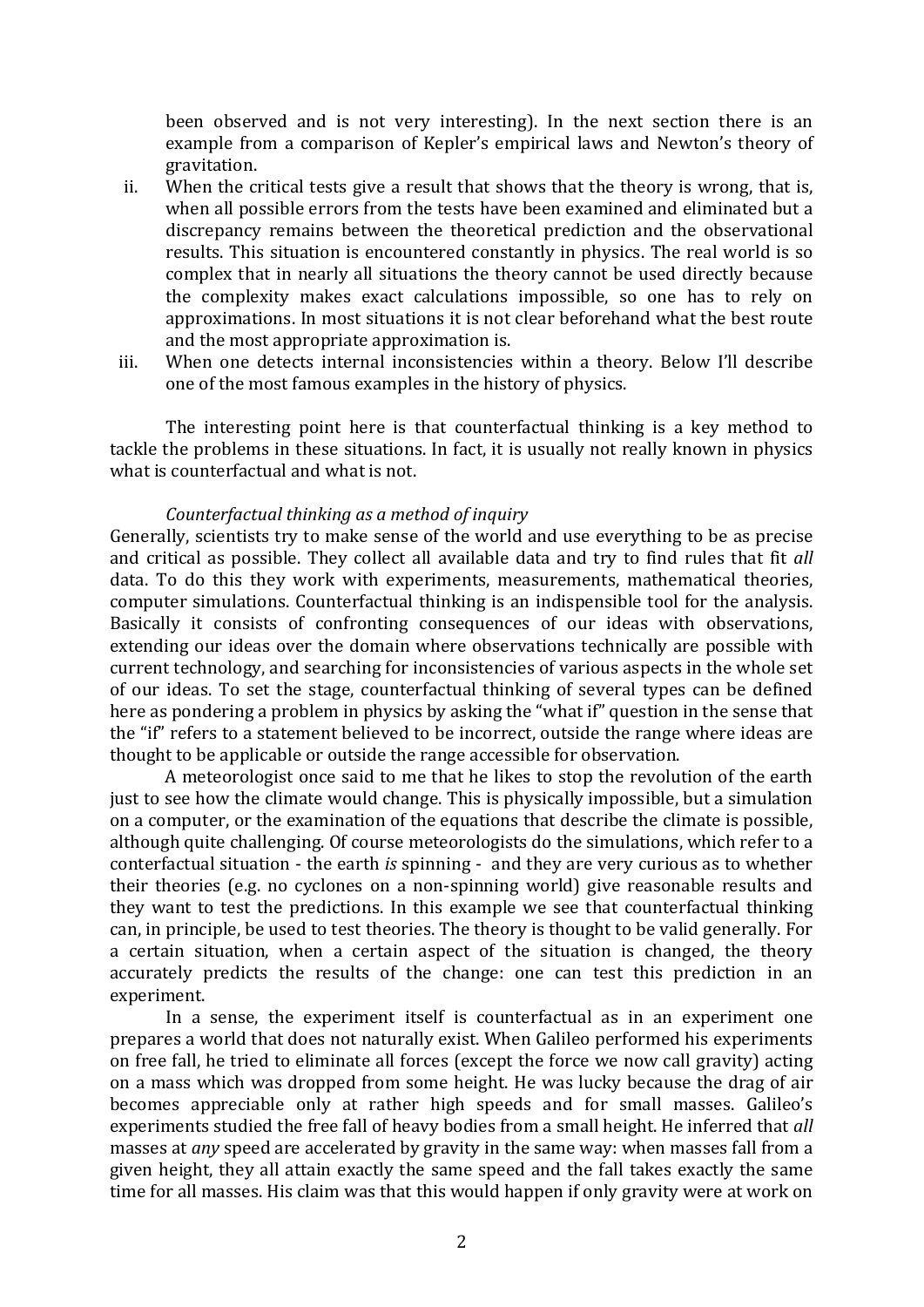been observed and is not very interesting). In the next section there is an example from a comparison of Kepler's empirical laws and Newton's theory of gravitation.

ii. When the critical tests give a result that shows that the theory is wrong, that is, when all possible errors from the tests have been examined and eliminated but a discrepancy remains between the theoretical prediction and the observational results. This situation is encountered constantly in physics. The real world is so complex that in nearly all situations the theory cannot be used directly because the complexity makes exact calculations impossible, so one has to rely on approximations. In most situations it is not clear beforehand what the best route and the most appropriate approximation is.

iii. When one detects internal inconsistencies within a theory. Below I'll describe one of the most famous examples in the history of physics.

The interesting point here is that counterfactual thinking is a key method to tackle the problems in these situations. In fact, it is usually not really known in physics what is counterfactual and what is not.

*Counterfactual thinking as a method of inquiry*

Generally, scientists try to make sense of the world and use everything to be as precise and critical as possible. They collect all available data and try to find rules that fit *all* data. To do this they work with experiments, measurements, mathematical theories, computer simulations. Counterfactual thinking is an indispensible tool for the analysis. Basically it consists of confronting consequences of our ideas with observations, extending our ideas over the domain where observations technically are possible with current technology, and searching for inconsistencies of various aspects in the whole set of our ideas. To set the stage, counterfactual thinking of several types can be defined here as pondering a problem in physics by asking the "what if" question in the sense that the "if" refers to a statement believed to be incorrect, outside the range where ideas are thought to be applicable or outside the range accessible for observation.

A meteorologist once said to me that he likes to stop the revolution of the earth just to see how the climate would change. This is physically impossible, but a simulation on a computer, or the examination of the equations that describe the climate is possible, although quite challenging. Of course meteorologists do the simulations, which refer to a conterfactual situation - the earth *is* spinning - and they are very curious as to whether their theories (e.g. no cyclones on a non-spinning world) give reasonable results and they want to test the predictions. In this example we see that counterfactual thinking can, in principle, be used to test theories. The theory is thought to be valid generally. For a certain situation, when a certain aspect of the situation is changed, the theory accurately predicts the results of the change: one can test this prediction in an experiment.

In a sense, the experiment itself is counterfactual as in an experiment one prepares a world that does not naturally exist. When Galileo performed his experiments on free fall, he tried to eliminate all forces (except the force we now call gravity) acting on a mass which was dropped from some height. He was lucky because the drag of air becomes appreciable only at rather high speeds and for small masses. Galileo's experiments studied the free fall of heavy bodies from a small height. He inferred that *all* masses at *any* speed are accelerated by gravity in the same way: when masses fall from a given height, they all attain exactly the same speed and the fall takes exactly the same time for all masses. His claim was that this would happen if only gravity were at work on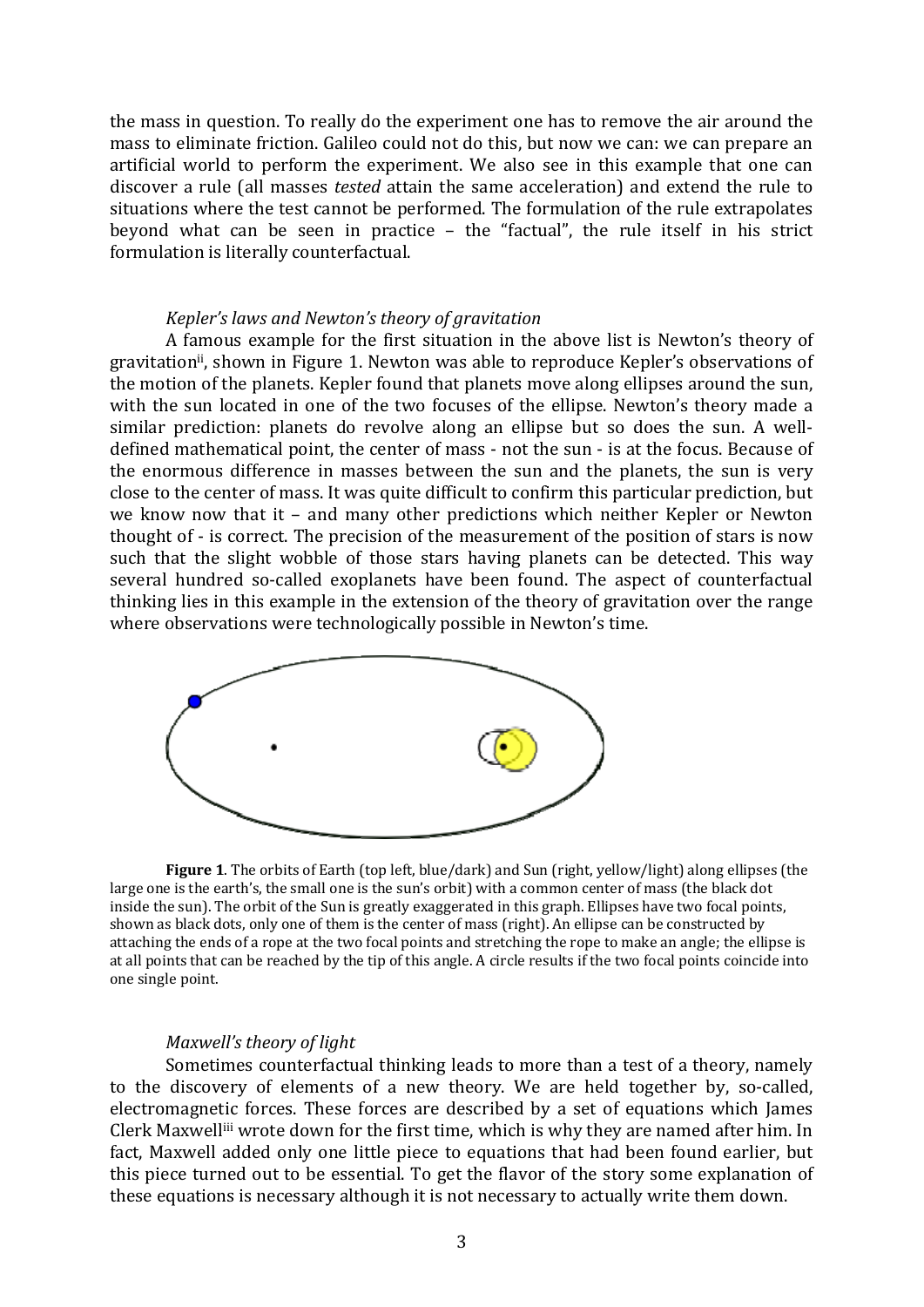the mass in question. To really do the experiment one has to remove the air around the mass to eliminate friction. Galileo could not do this, but now we can: we can prepare an artificial world to perform the experiment. We also see in this example that one can discover a rule (all masses *tested* attain the same acceleration) and extend the rule to situations where the test cannot be performed. The formulation of the rule extrapolates beyond what can be seen in practice – the "factual", the rule itself in his strict formulation is literally counterfactual.

*Kepler's laws and Newton's theory of gravitation*

A famous example for the first situation in the above list is Newton's theory of gravitation[ii], shown in Figure 1. Newton was able to reproduce Kepler's observations of the motion of the planets. Kepler found that planets move along ellipses around the sun, with the sun located in one of the two focuses of the ellipse. Newton's theory made a similar prediction: planets do revolve along an ellipse but so does the sun. A well-defined mathematical point, the center of mass - not the sun - is at the focus. Because of the enormous difference in masses between the sun and the planets, the sun is very close to the center of mass. It was quite difficult to confirm this particular prediction, but we know now that it – and many other predictions which neither Kepler or Newton thought of - is correct. The precision of the measurement of the position of stars is now such that the slight wobble of those stars having planets can be detected. This way several hundred so-called exoplanets have been found. The aspect of counterfactual thinking lies in this example in the extension of the theory of gravitation over the range where observations were technologically possible in Newton's time.

**Figure 1**. The orbits of Earth (top left, blue/dark) and Sun (right, yellow/light) along ellipses (the large one is the earth's, the small one is the sun's orbit) with a common center of mass (the black dot inside the sun). The orbit of the Sun is greatly exaggerated in this graph. Ellipses have two focal points, shown as black dots, only one of them is the center of mass (right). An ellipse can be constructed by attaching the ends of a rope at the two focal points and stretching the rope to make an angle; the ellipse is at all points that can be reached by the tip of this angle. A circle results if the two focal points coincide into one single point.

*Maxwell's theory of light*

Sometimes counterfactual thinking leads to more than a test of a theory, namely to the discovery of elements of a new theory. We are held together by, so-called, electromagnetic forces. These forces are described by a set of equations which James Clerk Maxwell[iii] wrote down for the first time, which is why they are named after him. In fact, Maxwell added only one little piece to equations that had been found earlier, but this piece turned out to be essential. To get the flavor of the story some explanation of these equations is necessary although it is not necessary to actually write them down.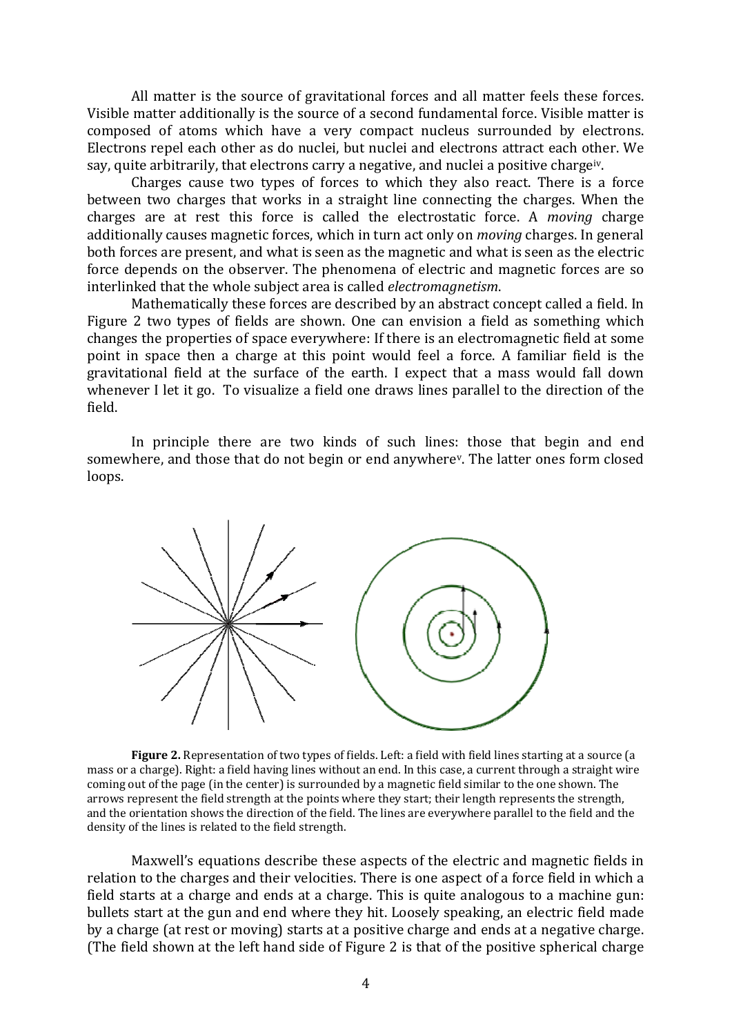All matter is the source of gravitational forces and all matter feels these forces. Visible matter additionally is the source of a second fundamental force. Visible matter is composed of atoms which have a very compact nucleus surrounded by electrons. Electrons repel each other as do nuclei, but nuclei and electrons attract each other. We say, quite arbitrarily, that electrons carry a negative, and nuclei a positive charge[iv].

Charges cause two types of forces to which they also react. There is a force between two charges that works in a straight line connecting the charges. When the charges are at rest this force is called the electrostatic force. A *moving* charge additionally causes magnetic forces, which in turn act only on *moving* charges. In general both forces are present, and what is seen as the magnetic and what is seen as the electric force depends on the observer. The phenomena of electric and magnetic forces are so interlinked that the whole subject area is called *electromagnetism*.

Mathematically these forces are described by an abstract concept called a field. In Figure 2 two types of fields are shown. One can envision a field as something which changes the properties of space everywhere: If there is an electromagnetic field at some point in space then a charge at this point would feel a force. A familiar field is the gravitational field at the surface of the earth. I expect that a mass would fall down whenever I let it go. To visualize a field one draws lines parallel to the direction of the field.

In principle there are two kinds of such lines: those that begin and end somewhere, and those that do not begin or end anywhere[v]. The latter ones form closed loops.

**Figure 2.** Representation of two types of fields. Left: a field with field lines starting at a source (a mass or a charge). Right: a field having lines without an end. In this case, a current through a straight wire coming out of the page (in the center) is surrounded by a magnetic field similar to the one shown. The arrows represent the field strength at the points where they start; their length represents the strength, and the orientation shows the direction of the field. The lines are everywhere parallel to the field and the density of the lines is related to the field strength.

Maxwell's equations describe these aspects of the electric and magnetic fields in relation to the charges and their velocities. There is one aspect of a force field in which a field starts at a charge and ends at a charge. This is quite analogous to a machine gun: bullets start at the gun and end where they hit. Loosely speaking, an electric field made by a charge (at rest or moving) starts at a positive charge and ends at a negative charge. (The field shown at the left hand side of Figure 2 is that of the positive spherical charge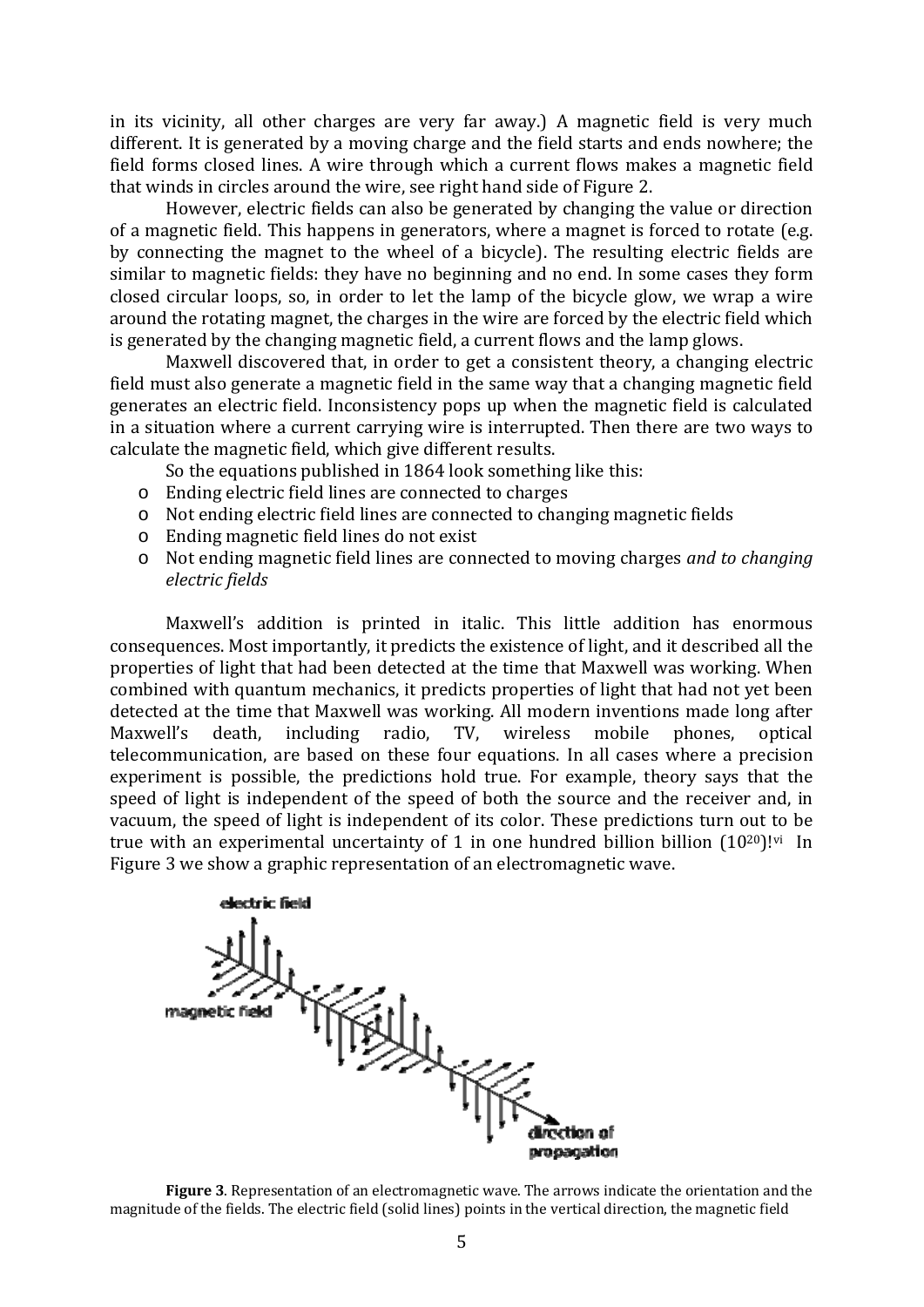in its vicinity, all other charges are very far away.) A magnetic field is very much different. It is generated by a moving charge and the field starts and ends nowhere; the field forms closed lines. A wire through which a current flows makes a magnetic field that winds in circles around the wire, see right hand side of Figure 2.

However, electric fields can also be generated by changing the value or direction of a magnetic field. This happens in generators, where a magnet is forced to rotate (e.g. by connecting the magnet to the wheel of a bicycle). The resulting electric fields are similar to magnetic fields: they have no beginning and no end. In some cases they form closed circular loops, so, in order to let the lamp of the bicycle glow, we wrap a wire around the rotating magnet, the charges in the wire are forced by the electric field which is generated by the changing magnetic field, a current flows and the lamp glows.

Maxwell discovered that, in order to get a consistent theory, a changing electric field must also generate a magnetic field in the same way that a changing magnetic field generates an electric field. Inconsistency pops up when the magnetic field is calculated in a situation where a current carrying wire is interrupted. Then there are two ways to calculate the magnetic field, which give different results.

So the equations published in 1864 look something like this:

- Ending electric field lines are connected to charges
- Not ending electric field lines are connected to changing magnetic fields
- Ending magnetic field lines do not exist
- Not ending magnetic field lines are connected to moving charges *and to changing electric fields*

Maxwell's addition is printed in italic. This little addition has enormous consequences. Most importantly, it predicts the existence of light, and it described all the properties of light that had been detected at the time that Maxwell was working. When combined with quantum mechanics, it predicts properties of light that had not yet been detected at the time that Maxwell was working. All modern inventions made long after Maxwell's death, including radio, TV, wireless mobile phones, optical telecommunication, are based on these four equations. In all cases where a precision experiment is possible, the predictions hold true. For example, theory says that the speed of light is independent of the speed of both the source and the receiver and, in vacuum, the speed of light is independent of its color. These predictions turn out to be true with an experimental uncertainty of 1 in one hundred billion billion ($10^{20}$)![vi] In Figure 3 we show a graphic representation of an electromagnetic wave.

**Figure 3**. Representation of an electromagnetic wave. The arrows indicate the orientation and the magnitude of the fields. The electric field (solid lines) points in the vertical direction, the magnetic field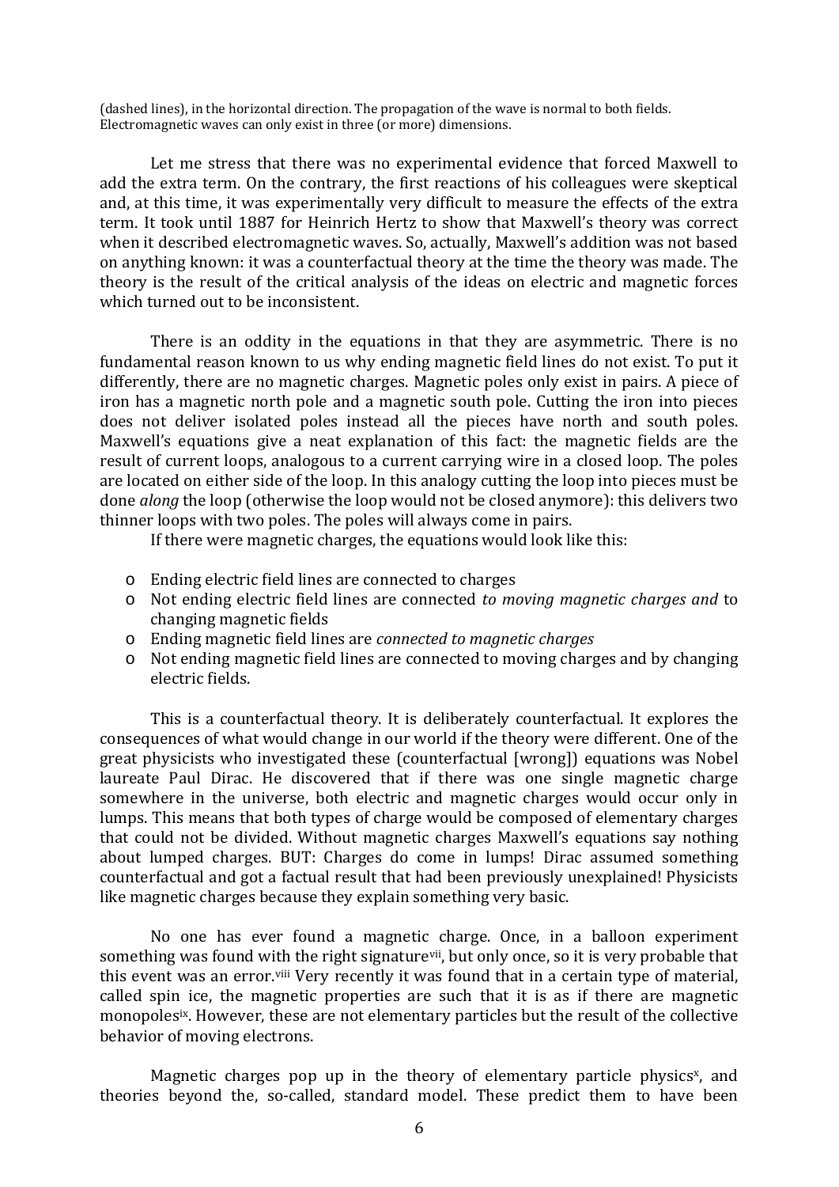(dashed lines), in the horizontal direction. The propagation of the wave is normal to both fields. Electromagnetic waves can only exist in three (or more) dimensions.

Let me stress that there was no experimental evidence that forced Maxwell to add the extra term. On the contrary, the first reactions of his colleagues were skeptical and, at this time, it was experimentally very difficult to measure the effects of the extra term. It took until 1887 for Heinrich Hertz to show that Maxwell's theory was correct when it described electromagnetic waves. So, actually, Maxwell's addition was not based on anything known: it was a counterfactual theory at the time the theory was made. The theory is the result of the critical analysis of the ideas on electric and magnetic forces which turned out to be inconsistent.

There is an oddity in the equations in that they are asymmetric. There is no fundamental reason known to us why ending magnetic field lines do not exist. To put it differently, there are no magnetic charges. Magnetic poles only exist in pairs. A piece of iron has a magnetic north pole and a magnetic south pole. Cutting the iron into pieces does not deliver isolated poles instead all the pieces have north and south poles. Maxwell's equations give a neat explanation of this fact: the magnetic fields are the result of current loops, analogous to a current carrying wire in a closed loop. The poles are located on either side of the loop. In this analogy cutting the loop into pieces must be done *along* the loop (otherwise the loop would not be closed anymore): this delivers two thinner loops with two poles. The poles will always come in pairs.

If there were magnetic charges, the equations would look like this:

- Ending electric field lines are connected to charges
- Not ending electric field lines are connected *to moving magnetic charges and* to changing magnetic fields
- Ending magnetic field lines are *connected to magnetic charges*
- Not ending magnetic field lines are connected to moving charges and by changing electric fields.

This is a counterfactual theory. It is deliberately counterfactual. It explores the consequences of what would change in our world if the theory were different. One of the great physicists who investigated these (counterfactual [wrong]) equations was Nobel laureate Paul Dirac. He discovered that if there was one single magnetic charge somewhere in the universe, both electric and magnetic charges would occur only in lumps. This means that both types of charge would be composed of elementary charges that could not be divided. Without magnetic charges Maxwell's equations say nothing about lumped charges. BUT: Charges do come in lumps! Dirac assumed something counterfactual and got a factual result that had been previously unexplained! Physicists like magnetic charges because they explain something very basic.

No one has ever found a magnetic charge. Once, in a balloon experiment something was found with the right signature[vii], but only once, so it is very probable that this event was an error.[viii] Very recently it was found that in a certain type of material, called spin ice, the magnetic properties are such that it is as if there are magnetic monopoles[ix]. However, these are not elementary particles but the result of the collective behavior of moving electrons.

Magnetic charges pop up in the theory of elementary particle physics[x], and theories beyond the, so-called, standard model. These predict them to have been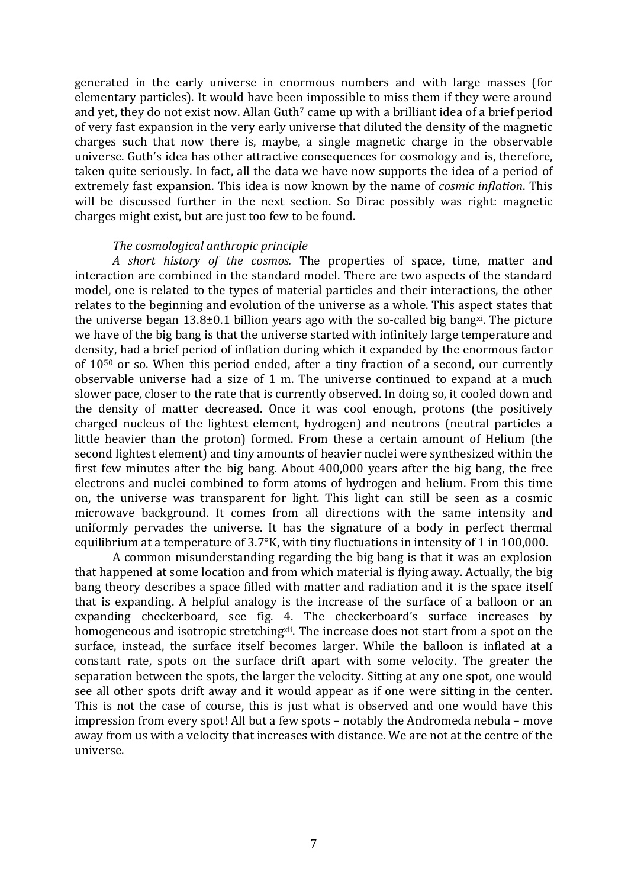generated in the early universe in enormous numbers and with large masses (for elementary particles). It would have been impossible to miss them if they were around and yet, they do not exist now. Allan Guth[7] came up with a brilliant idea of a brief period of very fast expansion in the very early universe that diluted the density of the magnetic charges such that now there is, maybe, a single magnetic charge in the observable universe. Guth's idea has other attractive consequences for cosmology and is, therefore, taken quite seriously. In fact, all the data we have now supports the idea of a period of extremely fast expansion. This idea is now known by the name of *cosmic inflation*. This will be discussed further in the next section. So Dirac possibly was right: magnetic charges might exist, but are just too few to be found.

*The cosmological anthropic principle*

*A short history of the cosmos.* The properties of space, time, matter and interaction are combined in the standard model. There are two aspects of the standard model, one is related to the types of material particles and their interactions, the other relates to the beginning and evolution of the universe as a whole. This aspect states that the universe began 13.8±0.1 billion years ago with the so-called big bang[xi]. The picture we have of the big bang is that the universe started with infinitely large temperature and density, had a brief period of inflation during which it expanded by the enormous factor of $10^{50}$ or so. When this period ended, after a tiny fraction of a second, our currently observable universe had a size of 1 m. The universe continued to expand at a much slower pace, closer to the rate that is currently observed. In doing so, it cooled down and the density of matter decreased. Once it was cool enough, protons (the positively charged nucleus of the lightest element, hydrogen) and neutrons (neutral particles a little heavier than the proton) formed. From these a certain amount of Helium (the second lightest element) and tiny amounts of heavier nuclei were synthesized within the first few minutes after the big bang. About 400,000 years after the big bang, the free electrons and nuclei combined to form atoms of hydrogen and helium. From this time on, the universe was transparent for light. This light can still be seen as a cosmic microwave background. It comes from all directions with the same intensity and uniformly pervades the universe. It has the signature of a body in perfect thermal equilibrium at a temperature of 3.7°K, with tiny fluctuations in intensity of 1 in 100,000.

A common misunderstanding regarding the big bang is that it was an explosion that happened at some location and from which material is flying away. Actually, the big bang theory describes a space filled with matter and radiation and it is the space itself that is expanding. A helpful analogy is the increase of the surface of a balloon or an expanding checkerboard, see fig. 4. The checkerboard's surface increases by homogeneous and isotropic stretching[xii]. The increase does not start from a spot on the surface, instead, the surface itself becomes larger. While the balloon is inflated at a constant rate, spots on the surface drift apart with some velocity. The greater the separation between the spots, the larger the velocity. Sitting at any one spot, one would see all other spots drift away and it would appear as if one were sitting in the center. This is not the case of course, this is just what is observed and one would have this impression from every spot! All but a few spots – notably the Andromeda nebula – move away from us with a velocity that increases with distance. We are not at the centre of the universe.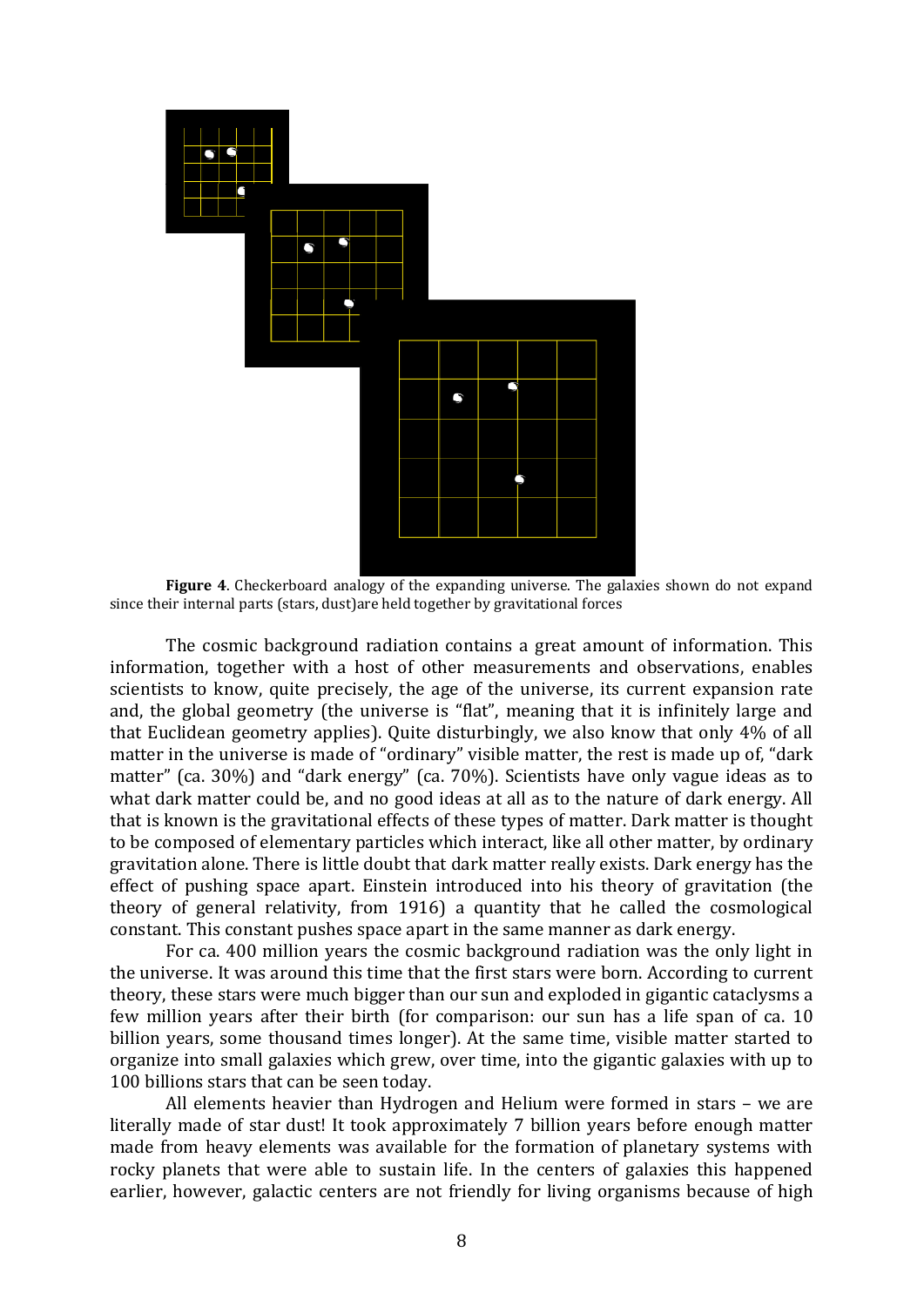**Figure 4**. Checkerboard analogy of the expanding universe. The galaxies shown do not expand since their internal parts (stars, dust)are held together by gravitational forces

The cosmic background radiation contains a great amount of information. This information, together with a host of other measurements and observations, enables scientists to know, quite precisely, the age of the universe, its current expansion rate and, the global geometry (the universe is "flat", meaning that it is infinitely large and that Euclidean geometry applies). Quite disturbingly, we also know that only 4% of all matter in the universe is made of "ordinary" visible matter, the rest is made up of, "dark matter" (ca. 30%) and "dark energy" (ca. 70%). Scientists have only vague ideas as to what dark matter could be, and no good ideas at all as to the nature of dark energy. All that is known is the gravitational effects of these types of matter. Dark matter is thought to be composed of elementary particles which interact, like all other matter, by ordinary gravitation alone. There is little doubt that dark matter really exists. Dark energy has the effect of pushing space apart. Einstein introduced into his theory of gravitation (the theory of general relativity, from 1916) a quantity that he called the cosmological constant. This constant pushes space apart in the same manner as dark energy.

For ca. 400 million years the cosmic background radiation was the only light in the universe. It was around this time that the first stars were born. According to current theory, these stars were much bigger than our sun and exploded in gigantic cataclysms a few million years after their birth (for comparison: our sun has a life span of ca. 10 billion years, some thousand times longer). At the same time, visible matter started to organize into small galaxies which grew, over time, into the gigantic galaxies with up to 100 billions stars that can be seen today.

All elements heavier than Hydrogen and Helium were formed in stars – we are literally made of star dust! It took approximately 7 billion years before enough matter made from heavy elements was available for the formation of planetary systems with rocky planets that were able to sustain life. In the centers of galaxies this happened earlier, however, galactic centers are not friendly for living organisms because of high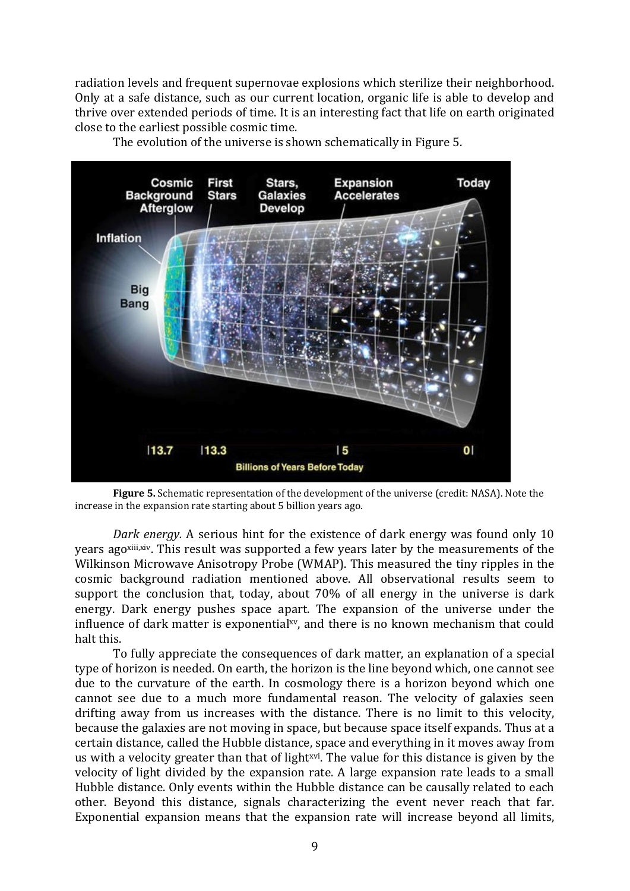radiation levels and frequent supernovae explosions which sterilize their neighborhood. Only at a safe distance, such as our current location, organic life is able to develop and thrive over extended periods of time. It is an interesting fact that life on earth originated close to the earliest possible cosmic time.

The evolution of the universe is shown schematically in Figure 5.

**Figure 5.** Schematic representation of the development of the universe (credit: NASA). Note the increase in the expansion rate starting about 5 billion years ago.

*Dark energy.* A serious hint for the existence of dark energy was found only 10 years ago[xiii,xiv]. This result was supported a few years later by the measurements of the Wilkinson Microwave Anisotropy Probe (WMAP). This measured the tiny ripples in the cosmic background radiation mentioned above. All observational results seem to support the conclusion that, today, about 70% of all energy in the universe is dark energy. Dark energy pushes space apart. The expansion of the universe under the influence of dark matter is exponential[xv], and there is no known mechanism that could halt this.

To fully appreciate the consequences of dark matter, an explanation of a special type of horizon is needed. On earth, the horizon is the line beyond which, one cannot see due to the curvature of the earth. In cosmology there is a horizon beyond which one cannot see due to a much more fundamental reason. The velocity of galaxies seen drifting away from us increases with the distance. There is no limit to this velocity, because the galaxies are not moving in space, but because space itself expands. Thus at a certain distance, called the Hubble distance, space and everything in it moves away from us with a velocity greater than that of light[xvi]. The value for this distance is given by the velocity of light divided by the expansion rate. A large expansion rate leads to a small Hubble distance. Only events within the Hubble distance can be causally related to each other. Beyond this distance, signals characterizing the event never reach that far. Exponential expansion means that the expansion rate will increase beyond all limits,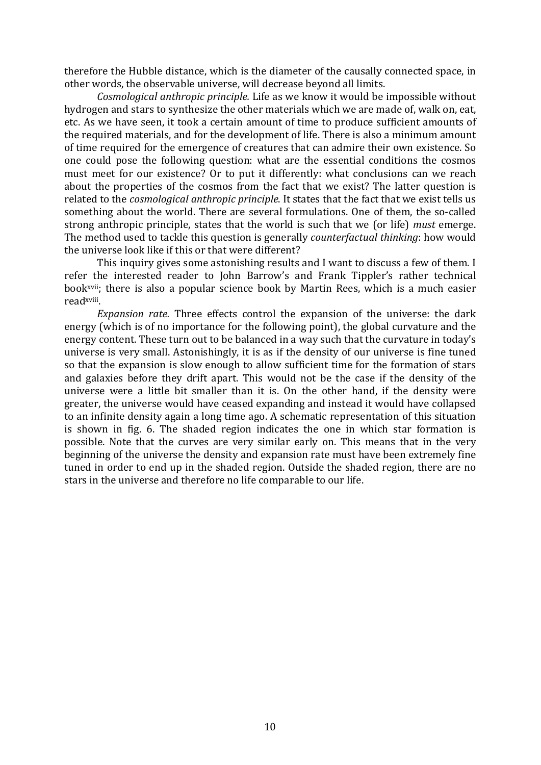therefore the Hubble distance, which is the diameter of the causally connected space, in other words, the observable universe, will decrease beyond all limits.

*Cosmological anthropic principle.* Life as we know it would be impossible without hydrogen and stars to synthesize the other materials which we are made of, walk on, eat, etc. As we have seen, it took a certain amount of time to produce sufficient amounts of the required materials, and for the development of life. There is also a minimum amount of time required for the emergence of creatures that can admire their own existence. So one could pose the following question: what are the essential conditions the cosmos must meet for our existence? Or to put it differently: what conclusions can we reach about the properties of the cosmos from the fact that we exist? The latter question is related to the *cosmological anthropic principle*. It states that the fact that we exist tells us something about the world. There are several formulations. One of them, the so-called strong anthropic principle, states that the world is such that we (or life) *must* emerge. The method used to tackle this question is generally *counterfactual thinking*: how would the universe look like if this or that were different?

This inquiry gives some astonishing results and I want to discuss a few of them. I refer the interested reader to John Barrow's and Frank Tippler's rather technical book[xvii]; there is also a popular science book by Martin Rees, which is a much easier read[xviii].

*Expansion rate.* Three effects control the expansion of the universe: the dark energy (which is of no importance for the following point), the global curvature and the energy content. These turn out to be balanced in a way such that the curvature in today's universe is very small. Astonishingly, it is as if the density of our universe is fine tuned so that the expansion is slow enough to allow sufficient time for the formation of stars and galaxies before they drift apart. This would not be the case if the density of the universe were a little bit smaller than it is. On the other hand, if the density were greater, the universe would have ceased expanding and instead it would have collapsed to an infinite density again a long time ago. A schematic representation of this situation is shown in fig. 6. The shaded region indicates the one in which star formation is possible. Note that the curves are very similar early on. This means that in the very beginning of the universe the density and expansion rate must have been extremely fine tuned in order to end up in the shaded region. Outside the shaded region, there are no stars in the universe and therefore no life comparable to our life.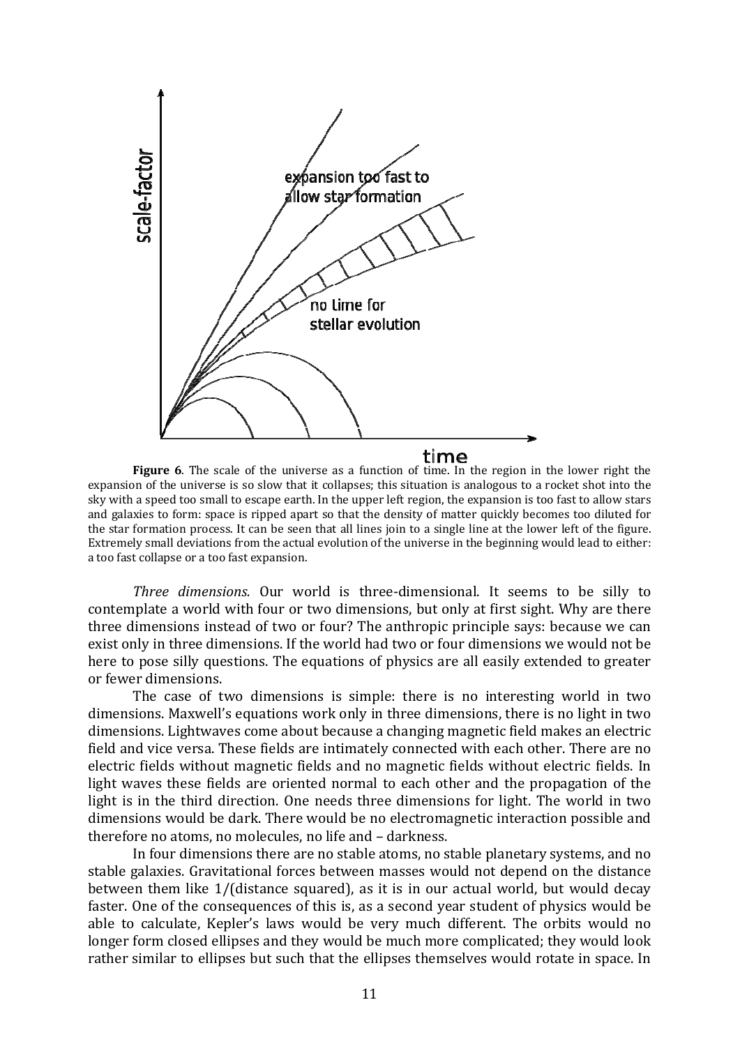**Figure 6**. The scale of the universe as a function of time. In the region in the lower right the expansion of the universe is so slow that it collapses; this situation is analogous to a rocket shot into the sky with a speed too small to escape earth. In the upper left region, the expansion is too fast to allow stars and galaxies to form: space is ripped apart so that the density of matter quickly becomes too diluted for the star formation process. It can be seen that all lines join to a single line at the lower left of the figure. Extremely small deviations from the actual evolution of the universe in the beginning would lead to either: a too fast collapse or a too fast expansion.

*Three dimensions.* Our world is three-dimensional. It seems to be silly to contemplate a world with four or two dimensions, but only at first sight. Why are there three dimensions instead of two or four? The anthropic principle says: because we can exist only in three dimensions. If the world had two or four dimensions we would not be here to pose silly questions. The equations of physics are all easily extended to greater or fewer dimensions.

The case of two dimensions is simple: there is no interesting world in two dimensions. Maxwell's equations work only in three dimensions, there is no light in two dimensions. Lightwaves come about because a changing magnetic field makes an electric field and vice versa. These fields are intimately connected with each other. There are no electric fields without magnetic fields and no magnetic fields without electric fields. In light waves these fields are oriented normal to each other and the propagation of the light is in the third direction. One needs three dimensions for light. The world in two dimensions would be dark. There would be no electromagnetic interaction possible and therefore no atoms, no molecules, no life and – darkness.

In four dimensions there are no stable atoms, no stable planetary systems, and no stable galaxies. Gravitational forces between masses would not depend on the distance between them like 1/(distance squared), as it is in our actual world, but would decay faster. One of the consequences of this is, as a second year student of physics would be able to calculate, Kepler's laws would be very much different. The orbits would no longer form closed ellipses and they would be much more complicated; they would look rather similar to ellipses but such that the ellipses themselves would rotate in space. In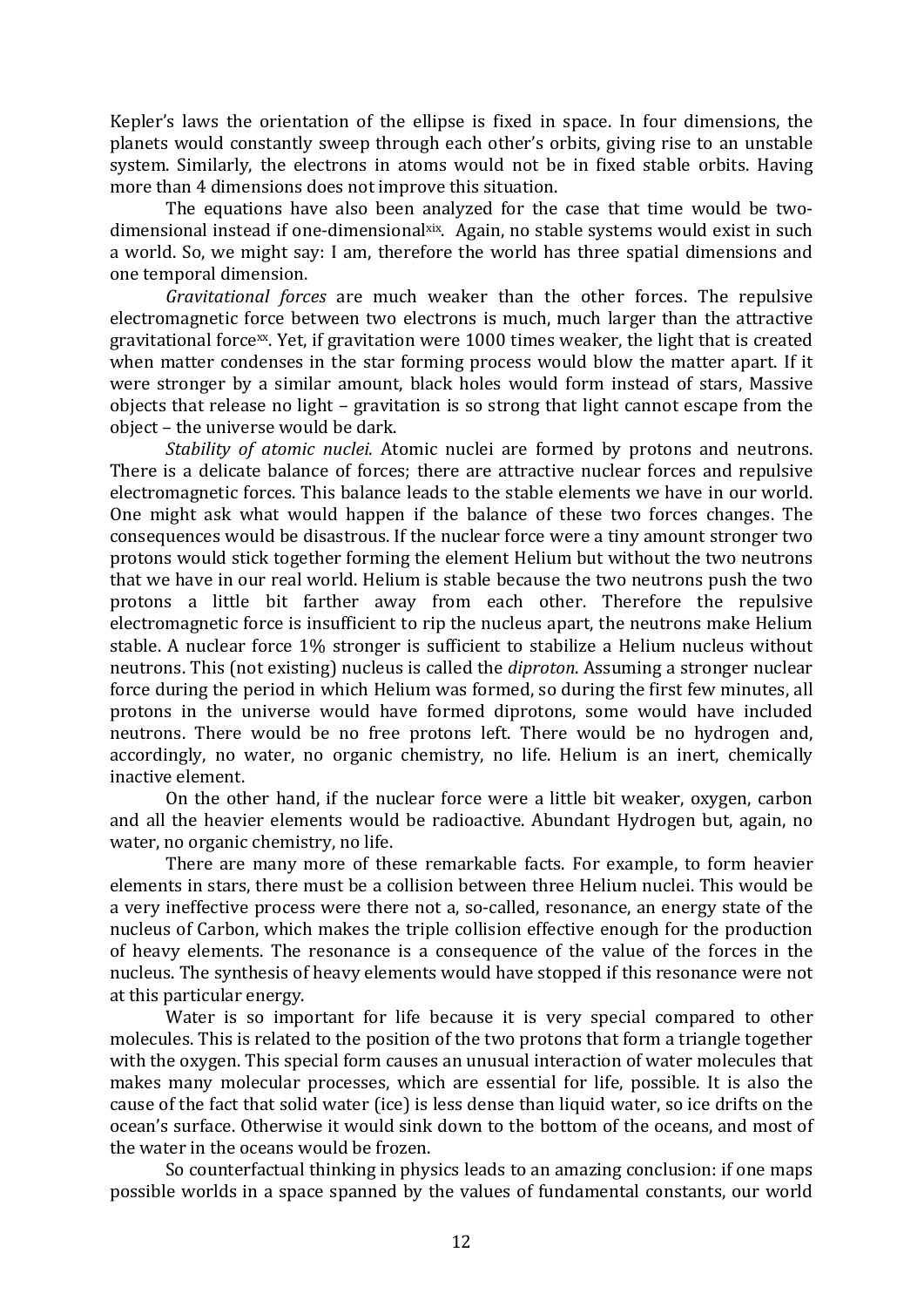Kepler's laws the orientation of the ellipse is fixed in space. In four dimensions, the planets would constantly sweep through each other's orbits, giving rise to an unstable system. Similarly, the electrons in atoms would not be in fixed stable orbits. Having more than 4 dimensions does not improve this situation.

The equations have also been analyzed for the case that time would be two-dimensional instead if one-dimensional[xix]. Again, no stable systems would exist in such a world. So, we might say: I am, therefore the world has three spatial dimensions and one temporal dimension.

*Gravitational forces* are much weaker than the other forces. The repulsive electromagnetic force between two electrons is much, much larger than the attractive gravitational force[xx]. Yet, if gravitation were 1000 times weaker, the light that is created when matter condenses in the star forming process would blow the matter apart. If it were stronger by a similar amount, black holes would form instead of stars, Massive objects that release no light – gravitation is so strong that light cannot escape from the object – the universe would be dark.

*Stability of atomic nuclei.* Atomic nuclei are formed by protons and neutrons. There is a delicate balance of forces; there are attractive nuclear forces and repulsive electromagnetic forces. This balance leads to the stable elements we have in our world. One might ask what would happen if the balance of these two forces changes. The consequences would be disastrous. If the nuclear force were a tiny amount stronger two protons would stick together forming the element Helium but without the two neutrons that we have in our real world. Helium is stable because the two neutrons push the two protons a little bit farther away from each other. Therefore the repulsive electromagnetic force is insufficient to rip the nucleus apart, the neutrons make Helium stable. A nuclear force 1% stronger is sufficient to stabilize a Helium nucleus without neutrons. This (not existing) nucleus is called the *diproton*. Assuming a stronger nuclear force during the period in which Helium was formed, so during the first few minutes, all protons in the universe would have formed diprotons, some would have included neutrons. There would be no free protons left. There would be no hydrogen and, accordingly, no water, no organic chemistry, no life. Helium is an inert, chemically inactive element.

On the other hand, if the nuclear force were a little bit weaker, oxygen, carbon and all the heavier elements would be radioactive. Abundant Hydrogen but, again, no water, no organic chemistry, no life.

There are many more of these remarkable facts. For example, to form heavier elements in stars, there must be a collision between three Helium nuclei. This would be a very ineffective process were there not a, so-called, resonance, an energy state of the nucleus of Carbon, which makes the triple collision effective enough for the production of heavy elements. The resonance is a consequence of the value of the forces in the nucleus. The synthesis of heavy elements would have stopped if this resonance were not at this particular energy.

Water is so important for life because it is very special compared to other molecules. This is related to the position of the two protons that form a triangle together with the oxygen. This special form causes an unusual interaction of water molecules that makes many molecular processes, which are essential for life, possible. It is also the cause of the fact that solid water (ice) is less dense than liquid water, so ice drifts on the ocean's surface. Otherwise it would sink down to the bottom of the oceans, and most of the water in the oceans would be frozen.

So counterfactual thinking in physics leads to an amazing conclusion: if one maps possible worlds in a space spanned by the values of fundamental constants, our world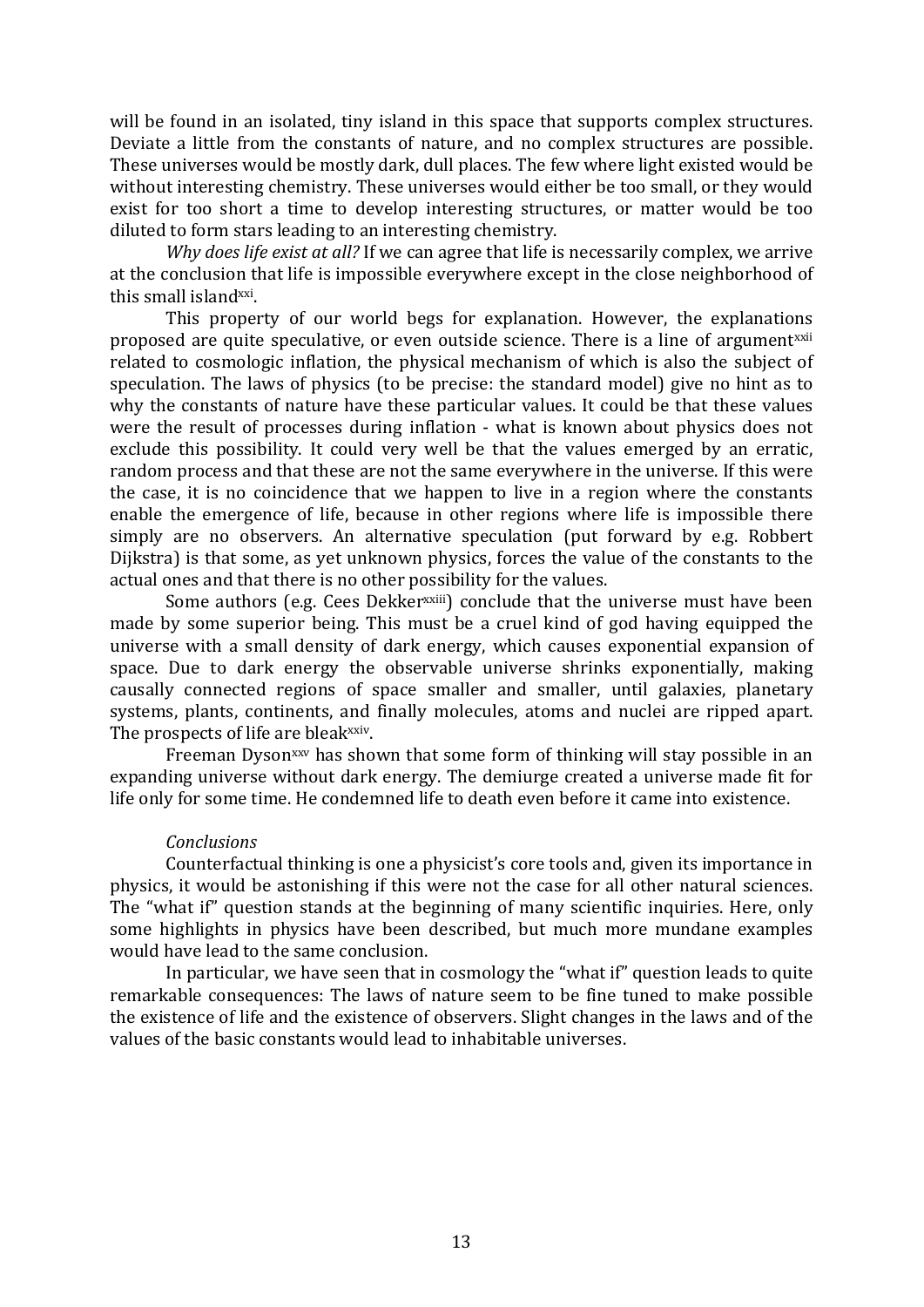will be found in an isolated, tiny island in this space that supports complex structures. Deviate a little from the constants of nature, and no complex structures are possible. These universes would be mostly dark, dull places. The few where light existed would be without interesting chemistry. These universes would either be too small, or they would exist for too short a time to develop interesting structures, or matter would be too diluted to form stars leading to an interesting chemistry.

*Why does life exist at all?* If we can agree that life is necessarily complex, we arrive at the conclusion that life is impossible everywhere except in the close neighborhood of this small island[xxi].

This property of our world begs for explanation. However, the explanations proposed are quite speculative, or even outside science. There is a line of argument[xxii] related to cosmologic inflation, the physical mechanism of which is also the subject of speculation. The laws of physics (to be precise: the standard model) give no hint as to why the constants of nature have these particular values. It could be that these values were the result of processes during inflation - what is known about physics does not exclude this possibility. It could very well be that the values emerged by an erratic, random process and that these are not the same everywhere in the universe. If this were the case, it is no coincidence that we happen to live in a region where the constants enable the emergence of life, because in other regions where life is impossible there simply are no observers. An alternative speculation (put forward by e.g. Robbert Dijkstra) is that some, as yet unknown physics, forces the value of the constants to the actual ones and that there is no other possibility for the values.

Some authors (e.g. Cees Dekker[xxiii]) conclude that the universe must have been made by some superior being. This must be a cruel kind of god having equipped the universe with a small density of dark energy, which causes exponential expansion of space. Due to dark energy the observable universe shrinks exponentially, making causally connected regions of space smaller and smaller, until galaxies, planetary systems, plants, continents, and finally molecules, atoms and nuclei are ripped apart. The prospects of life are bleak[xxiv].

Freeman Dyson[xxv] has shown that some form of thinking will stay possible in an expanding universe without dark energy. The demiurge created a universe made fit for life only for some time. He condemned life to death even before it came into existence.

*Conclusions*

Counterfactual thinking is one a physicist's core tools and, given its importance in physics, it would be astonishing if this were not the case for all other natural sciences. The "what if" question stands at the beginning of many scientific inquiries. Here, only some highlights in physics have been described, but much more mundane examples would have lead to the same conclusion.

In particular, we have seen that in cosmology the "what if" question leads to quite remarkable consequences: The laws of nature seem to be fine tuned to make possible the existence of life and the existence of observers. Slight changes in the laws and of the values of the basic constants would lead to inhabitable universes.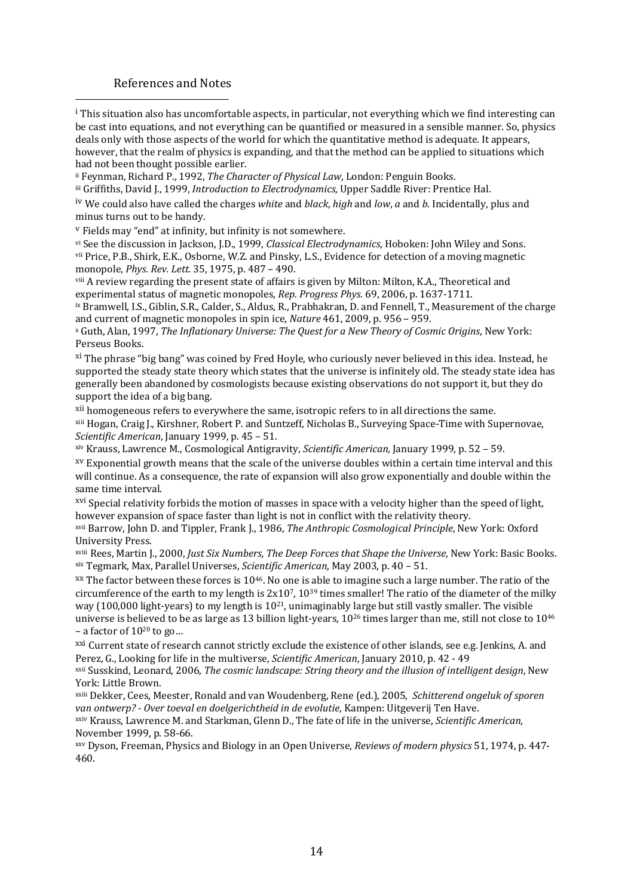## References and Notes

[i] This situation also has uncomfortable aspects, in particular, not everything which we find interesting can be cast into equations, and not everything can be quantified or measured in a sensible manner. So, physics deals only with those aspects of the world for which the quantitative method is adequate. It appears, however, that the realm of physics is expanding, and that the method can be applied to situations which had not been thought possible earlier.

[ii] Feynman, Richard P., 1992, *The Character of Physical Law*, London: Penguin Books.

[iii] Griffiths, David J., 1999, *Introduction to Electrodynamics*, Upper Saddle River: Prentice Hal.

[iv] We could also have called the charges *white* and *black*, *high* and *low*, *a* and *b*. Incidentally, plus and minus turns out to be handy.

[v] Fields may "end" at infinity, but infinity is not somewhere.

[vi] See the discussion in Jackson, J.D., 1999, *Classical Electrodynamics*, Hoboken: John Wiley and Sons.

[vii] Price, P.B., Shirk, E.K., Osborne, W.Z. and Pinsky, L.S., Evidence for detection of a moving magnetic monopole, *Phys. Rev. Lett.* 35, 1975, p. 487 – 490.

[viii] A review regarding the present state of affairs is given by Milton: Milton, K.A., Theoretical and experimental status of magnetic monopoles, *Rep. Progress Phys*. 69, 2006, p. 1637-1711.

[ix] Bramwell, I.S., Giblin, S.R., Calder, S., Aldus, R., Prabhakran, D. and Fennell, T., Measurement of the charge and current of magnetic monopoles in spin ice, *Nature* 461, 2009, p. 956 – 959.

[x] Guth, Alan, 1997, *The Inflationary Universe: The Quest for a New Theory of Cosmic Origins*, New York: Perseus Books.

[xi] The phrase "big bang" was coined by Fred Hoyle, who curiously never believed in this idea. Instead, he supported the steady state theory which states that the universe is infinitely old. The steady state idea has generally been abandoned by cosmologists because existing observations do not support it, but they do support the idea of a big bang.

[xii] homogeneous refers to everywhere the same, isotropic refers to in all directions the same.

[xiii] Hogan, Craig J., Kirshner, Robert P. and Suntzeff, Nicholas B., Surveying Space-Time with Supernovae, *Scientific American*, January 1999, p. 45 – 51.

[xiv] Krauss, Lawrence M., Cosmological Antigravity, *Scientific American,* January 1999, p. 52 – 59.

[xv] Exponential growth means that the scale of the universe doubles within a certain time interval and this will continue. As a consequence, the rate of expansion will also grow exponentially and double within the same time interval.

[xvi] Special relativity forbids the motion of masses in space with a velocity higher than the speed of light, however expansion of space faster than light is not in conflict with the relativity theory.

[xvii] Barrow, John D. and Tippler, Frank J., 1986, *The Anthropic Cosmological Principle*, New York: Oxford University Press.

[xviii] Rees, Martin J., 2000, *Just Six Numbers, The Deep Forces that Shape the Universe*, New York: Basic Books.

[xix] Tegmark, Max, Parallel Universes, *Scientific American*, May 2003, p. 40 – 51.

[xx] The factor between these forces is $10^{46}$. No one is able to imagine such a large number. The ratio of the circumference of the earth to my length is $2x10^{7}$, $10^{39}$ times smaller! The ratio of the diameter of the milky way (100,000 light-years) to my length is $10^{21}$, unimaginably large but still vastly smaller. The visible universe is believed to be as large as 13 billion light-years, $10^{26}$ times larger than me, still not close to $10^{46}$ – a factor of $10^{20}$ to go…

[xxi] Current state of research cannot strictly exclude the existence of other islands, see e.g. Jenkins, A. and Perez, G., Looking for life in the multiverse, *Scientific American*, January 2010, p. 42 - 49

[xxii] Susskind, Leonard, 2006, *The cosmic landscape: String theory and the illusion of intelligent design*, New York: Little Brown.

[xxiii] Dekker, Cees, Meester, Ronald and van Woudenberg, Rene (ed.), 2005, *Schitterend ongeluk of sporen van ontwerp? - Over toeval en doelgerichtheid in de evolutie*, Kampen: Uitgeverij Ten Have.

[xxiv] Krauss, Lawrence M. and Starkman, Glenn D., The fate of life in the universe, *Scientific American,* November 1999, p. 58-66.

[xxv] Dyson, Freeman, Physics and Biology in an Open Universe, *Reviews of modern physics* 51, 1974, p. 447-460.